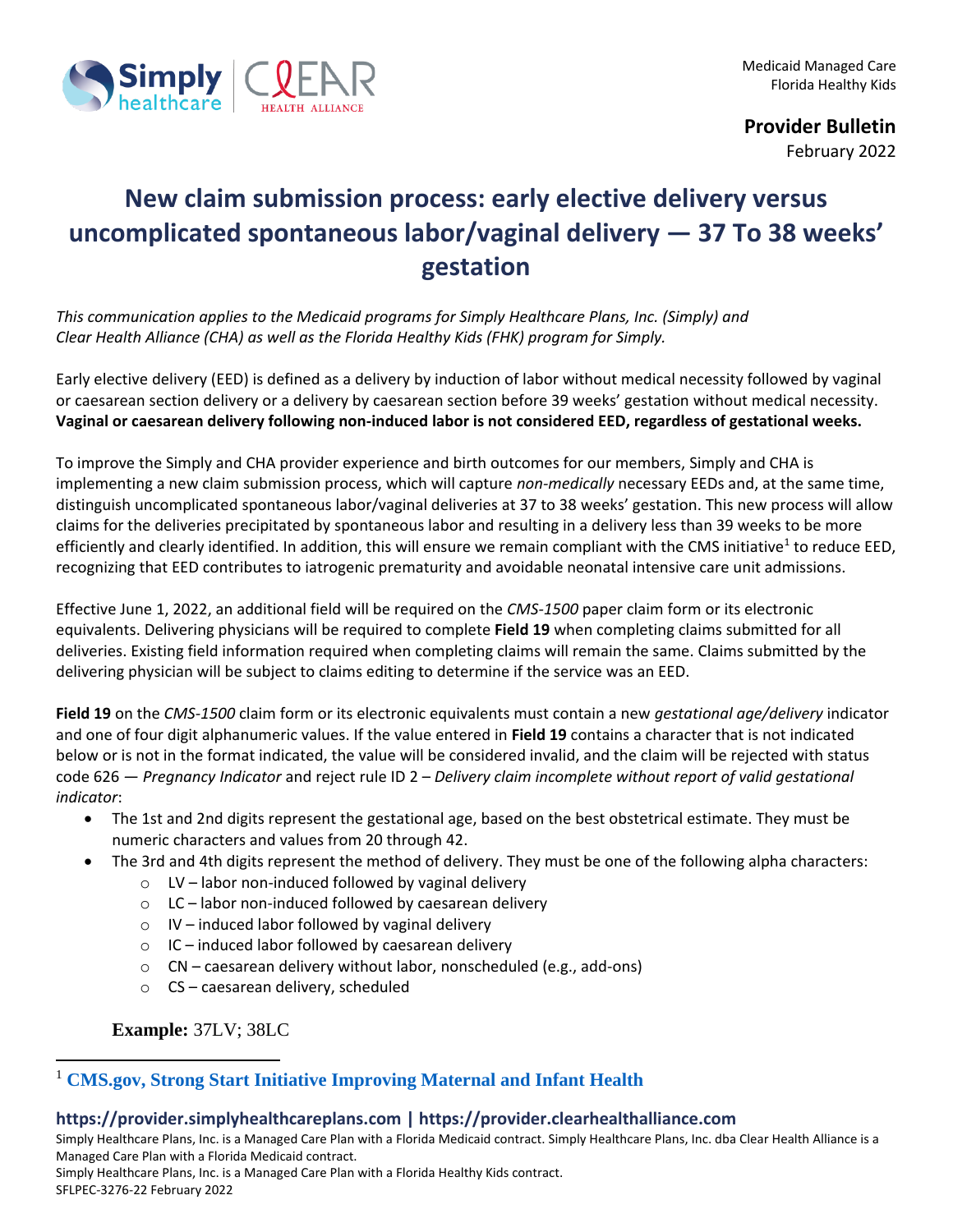Medicaid Managed Care
Florida Healthy Kids

**Provider Bulletin**
February 2022

# New claim submission process: early elective delivery versus uncomplicated spontaneous labor/vaginal delivery — 37 To 38 weeks' gestation

*This communication applies to the Medicaid programs for Simply Healthcare Plans, Inc. (Simply) and Clear Health Alliance (CHA) as well as the Florida Healthy Kids (FHK) program for Simply.*

Early elective delivery (EED) is defined as a delivery by induction of labor without medical necessity followed by vaginal or caesarean section delivery or a delivery by caesarean section before 39 weeks' gestation without medical necessity. **Vaginal or caesarean delivery following non-induced labor is not considered EED, regardless of gestational weeks.**

To improve the Simply and CHA provider experience and birth outcomes for our members, Simply and CHA is implementing a new claim submission process, which will capture *non-medically* necessary EEDs and, at the same time, distinguish uncomplicated spontaneous labor/vaginal deliveries at 37 to 38 weeks' gestation. This new process will allow claims for the deliveries precipitated by spontaneous labor and resulting in a delivery less than 39 weeks to be more efficiently and clearly identified. In addition, this will ensure we remain compliant with the CMS initiative[1] to reduce EED, recognizing that EED contributes to iatrogenic prematurity and avoidable neonatal intensive care unit admissions.

Effective June 1, 2022, an additional field will be required on the *CMS-1500* paper claim form or its electronic equivalents. Delivering physicians will be required to complete **Field 19** when completing claims submitted for all deliveries. Existing field information required when completing claims will remain the same. Claims submitted by the delivering physician will be subject to claims editing to determine if the service was an EED.

**Field 19** on the *CMS-1500* claim form or its electronic equivalents must contain a new *gestational age/delivery* indicator and one of four digit alphanumeric values. If the value entered in **Field 19** contains a character that is not indicated below or is not in the format indicated, the value will be considered invalid, and the claim will be rejected with status code 626 — *Pregnancy Indicator* and reject rule ID 2 – *Delivery claim incomplete without report of valid gestational indicator*:

- The 1st and 2nd digits represent the gestational age, based on the best obstetrical estimate. They must be numeric characters and values from 20 through 42.
- The 3rd and 4th digits represent the method of delivery. They must be one of the following alpha characters:
  - LV – labor non-induced followed by vaginal delivery
  - LC – labor non-induced followed by caesarean delivery
  - IV – induced labor followed by vaginal delivery
  - IC – induced labor followed by caesarean delivery
  - CN – caesarean delivery without labor, nonscheduled (e.g., add-ons)
  - CS – caesarean delivery, scheduled

**Example:** 37LV; 38LC

---

[1] **CMS.gov, Strong Start Initiative Improving Maternal and Infant Health**

**https://provider.simplyhealthcareplans.com | https://provider.clearhealthalliance.com**

Simply Healthcare Plans, Inc. is a Managed Care Plan with a Florida Medicaid contract. Simply Healthcare Plans, Inc. dba Clear Health Alliance is a Managed Care Plan with a Florida Medicaid contract.
Simply Healthcare Plans, Inc. is a Managed Care Plan with a Florida Healthy Kids contract.
SFLPEC-3276-22 February 2022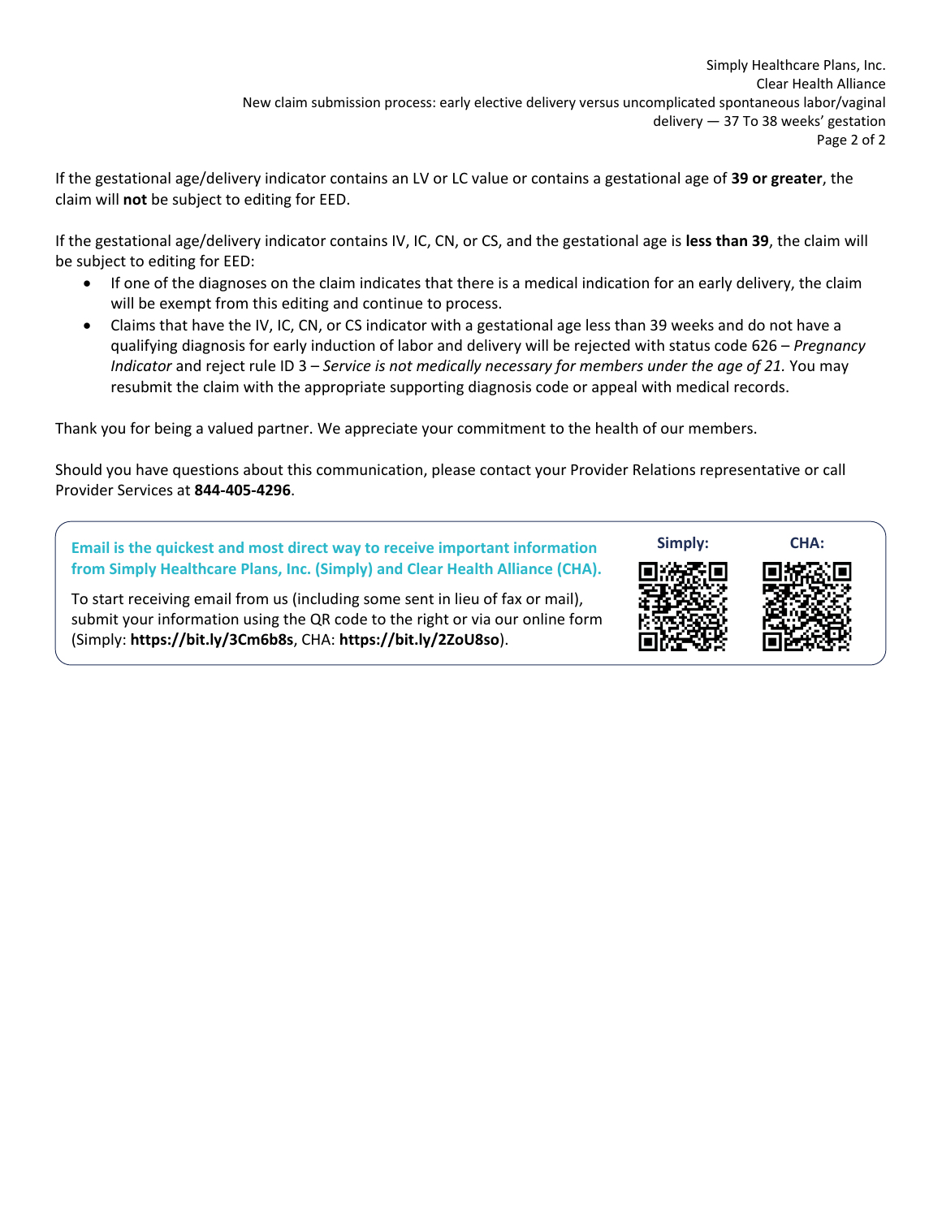If the gestational age/delivery indicator contains an LV or LC value or contains a gestational age of **39 or greater**, the claim will **not** be subject to editing for EED.

If the gestational age/delivery indicator contains IV, IC, CN, or CS, and the gestational age is **less than 39**, the claim will be subject to editing for EED:

- If one of the diagnoses on the claim indicates that there is a medical indication for an early delivery, the claim will be exempt from this editing and continue to process.
- Claims that have the IV, IC, CN, or CS indicator with a gestational age less than 39 weeks and do not have a qualifying diagnosis for early induction of labor and delivery will be rejected with status code 626 – *Pregnancy Indicator* and reject rule ID 3 – *Service is not medically necessary for members under the age of 21.* You may resubmit the claim with the appropriate supporting diagnosis code or appeal with medical records.

Thank you for being a valued partner. We appreciate your commitment to the health of our members.

Should you have questions about this communication, please contact your Provider Relations representative or call Provider Services at **844-405-4296**.

**Email is the quickest and most direct way to receive important information from Simply Healthcare Plans, Inc. (Simply) and Clear Health Alliance (CHA).**

To start receiving email from us (including some sent in lieu of fax or mail), submit your information using the QR code to the right or via our online form (Simply: **https://bit.ly/3Cm6b8s**, CHA: **https://bit.ly/2ZoU8so**).

**Simply:**

**CHA:**